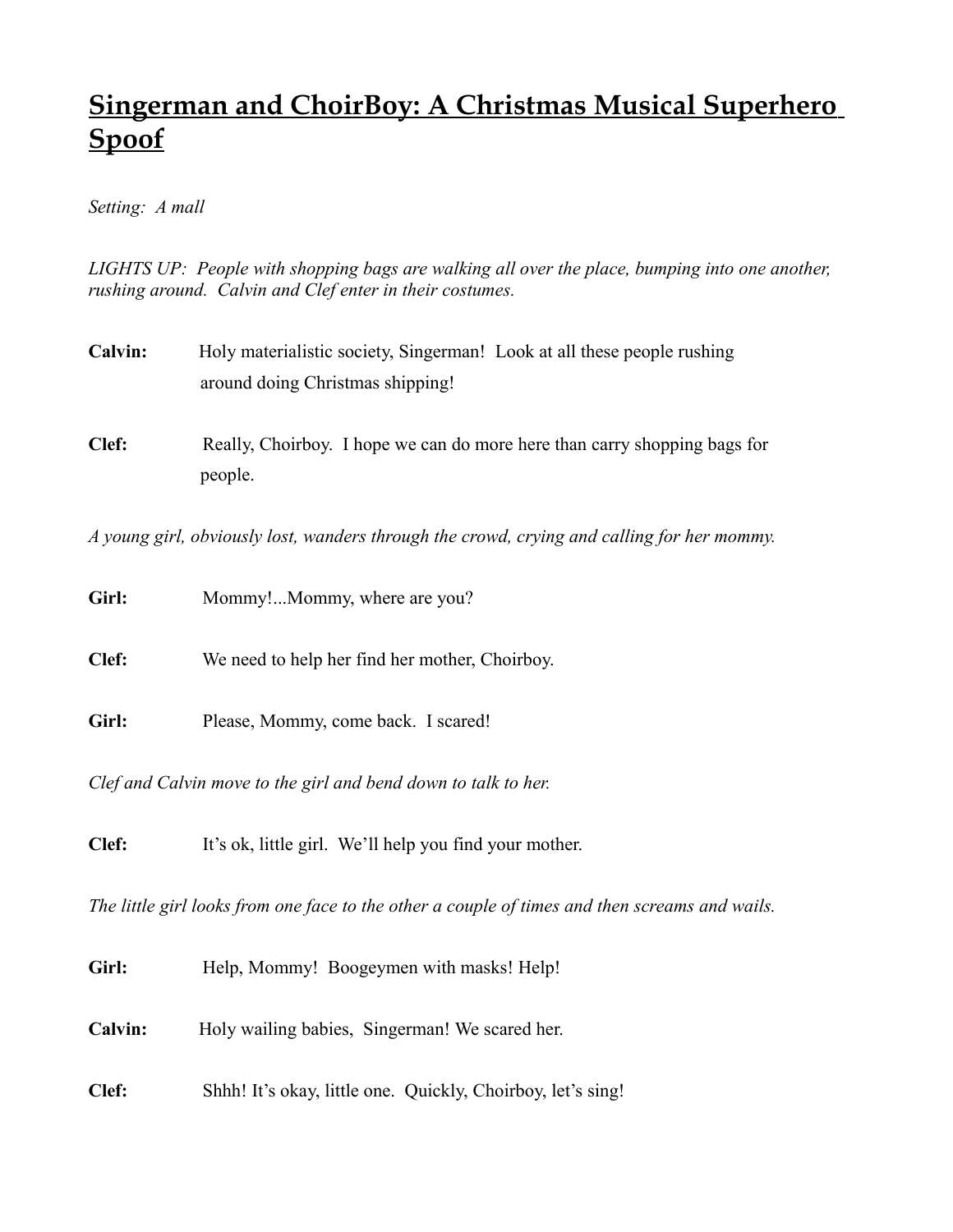# Singerman and ChoirBoy: A Christmas Musical Superhero Spoof

*Setting: A mall*

*LIGHTS UP: People with shopping bags are walking all over the place, bumping into one another, rushing around. Calvin and Clef enter in their costumes.*

**Calvin:** Holy materialistic society, Singerman! Look at all these people rushing around doing Christmas shipping!

**Clef:** Really, Choirboy. I hope we can do more here than carry shopping bags for people.

*A young girl, obviously lost, wanders through the crowd, crying and calling for her mommy.*

**Girl:** Mommy!...Mommy, where are you?

**Clef:** We need to help her find her mother, Choirboy.

**Girl:** Please, Mommy, come back. I scared!

*Clef and Calvin move to the girl and bend down to talk to her.*

**Clef:** It's ok, little girl. We'll help you find your mother.

*The little girl looks from one face to the other a couple of times and then screams and wails.*

**Girl:** Help, Mommy! Boogeymen with masks! Help!

**Calvin:** Holy wailing babies, Singerman! We scared her.

**Clef:** Shhh! It's okay, little one. Quickly, Choirboy, let's sing!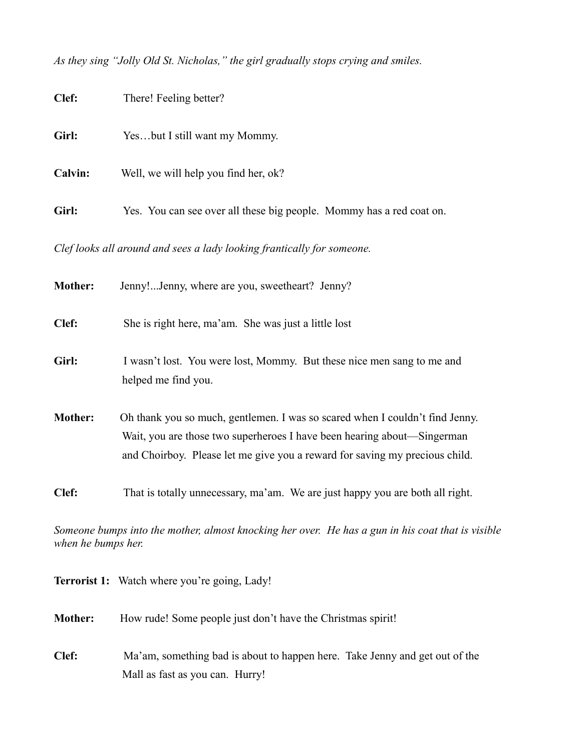*As they sing "Jolly Old St. Nicholas," the girl gradually stops crying and smiles.*

**Clef:** There! Feeling better?

**Girl:** Yes…but I still want my Mommy.

**Calvin:** Well, we will help you find her, ok?

**Girl:** Yes. You can see over all these big people. Mommy has a red coat on.

*Clef looks all around and sees a lady looking frantically for someone.*

**Mother:** Jenny!...Jenny, where are you, sweetheart? Jenny?

**Clef:** She is right here, ma'am. She was just a little lost

**Girl:** I wasn't lost. You were lost, Mommy. But these nice men sang to me and helped me find you.

**Mother:** Oh thank you so much, gentlemen. I was so scared when I couldn't find Jenny. Wait, you are those two superheroes I have been hearing about—Singerman and Choirboy. Please let me give you a reward for saving my precious child.

**Clef:** That is totally unnecessary, ma'am. We are just happy you are both all right.

*Someone bumps into the mother, almost knocking her over. He has a gun in his coat that is visible when he bumps her.*

**Terrorist 1:** Watch where you're going, Lady!

**Mother:** How rude! Some people just don't have the Christmas spirit!

**Clef:** Ma'am, something bad is about to happen here. Take Jenny and get out of the Mall as fast as you can. Hurry!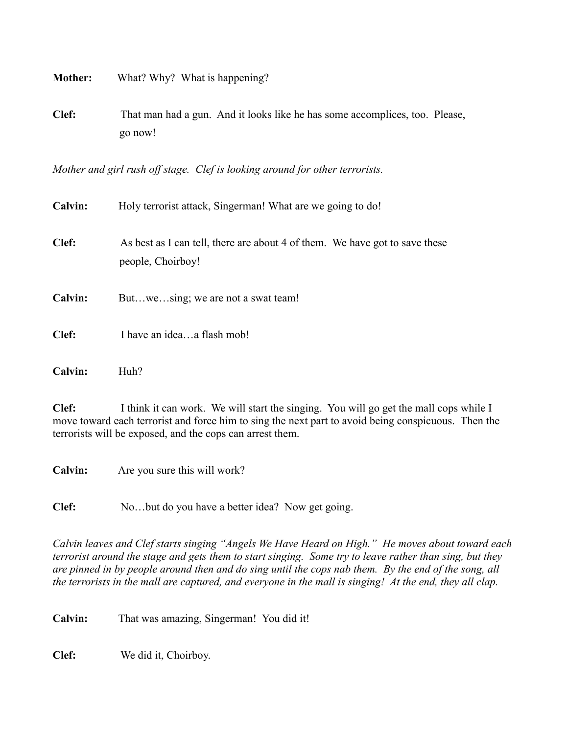**Mother:** What? Why? What is happening?

**Clef:** That man had a gun. And it looks like he has some accomplices, too. Please, go now!

*Mother and girl rush off stage. Clef is looking around for other terrorists.*

**Calvin:** Holy terrorist attack, Singerman! What are we going to do!

**Clef:** As best as I can tell, there are about 4 of them. We have got to save these people, Choirboy!

**Calvin:** But…we…sing; we are not a swat team!

**Clef:** I have an idea…a flash mob!

**Calvin:** Huh?

**Clef:** I think it can work. We will start the singing. You will go get the mall cops while I move toward each terrorist and force him to sing the next part to avoid being conspicuous. Then the terrorists will be exposed, and the cops can arrest them.

**Calvin:** Are you sure this will work?

**Clef:** No…but do you have a better idea? Now get going.

*Calvin leaves and Clef starts singing "Angels We Have Heard on High." He moves about toward each terrorist around the stage and gets them to start singing. Some try to leave rather than sing, but they are pinned in by people around then and do sing until the cops nab them. By the end of the song, all the terrorists in the mall are captured, and everyone in the mall is singing! At the end, they all clap.*

**Calvin:** That was amazing, Singerman! You did it!

**Clef:** We did it, Choirboy.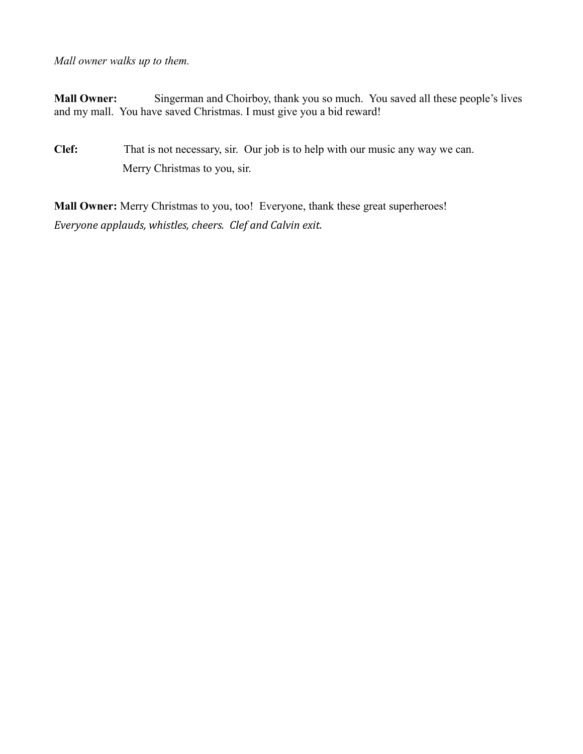*Mall owner walks up to them.*

**Mall Owner:** Singerman and Choirboy, thank you so much. You saved all these people's lives and my mall. You have saved Christmas. I must give you a bid reward!

**Clef:** That is not necessary, sir. Our job is to help with our music any way we can. Merry Christmas to you, sir.

**Mall Owner:** Merry Christmas to you, too! Everyone, thank these great superheroes!

*Everyone applauds, whistles, cheers. Clef and Calvin exit.*